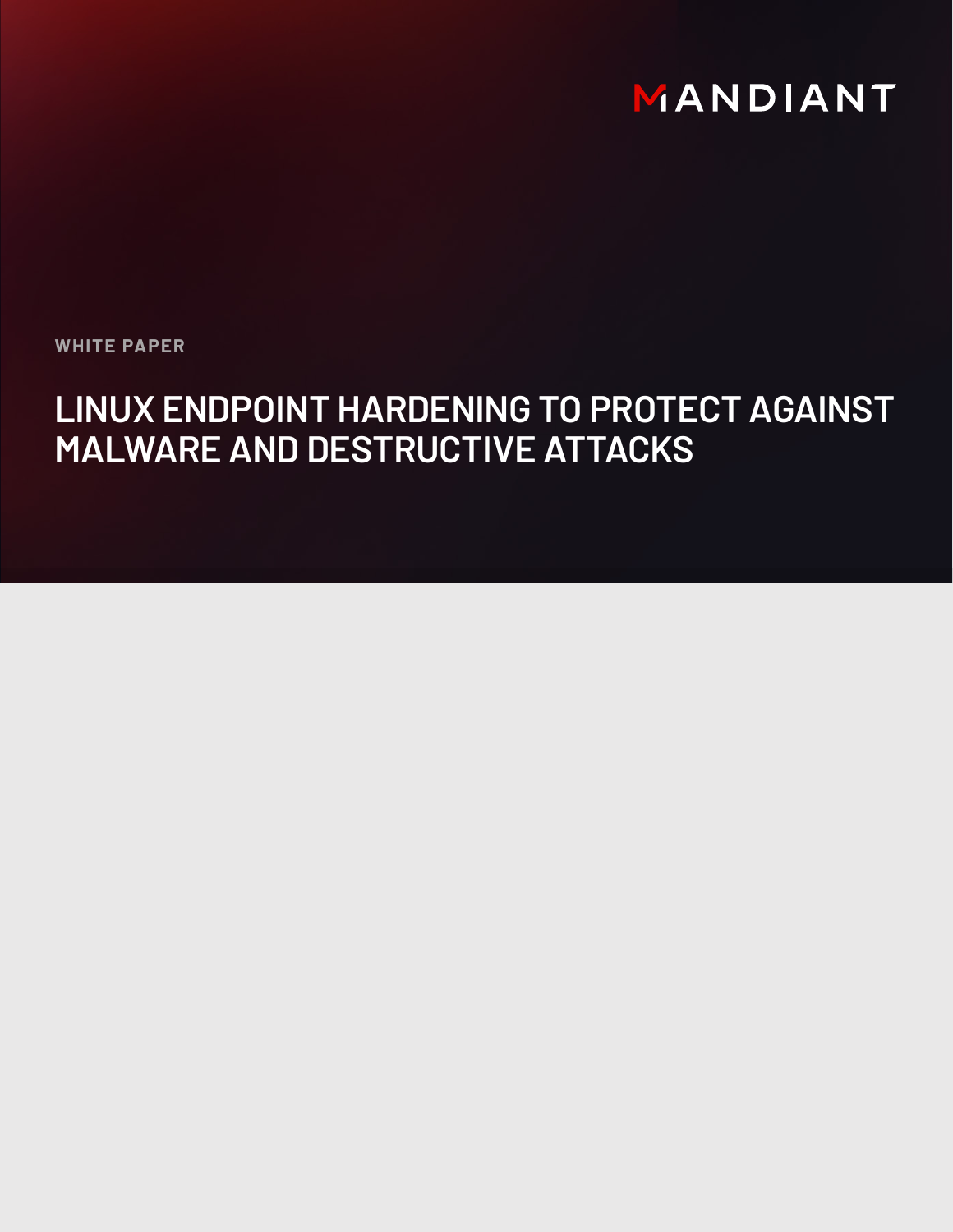MANDIANT

WHITE PAPER

# LINUX ENDPOINT HARDENING TO PROTECT AGAINST MALWARE AND DESTRUCTIVE ATTACKS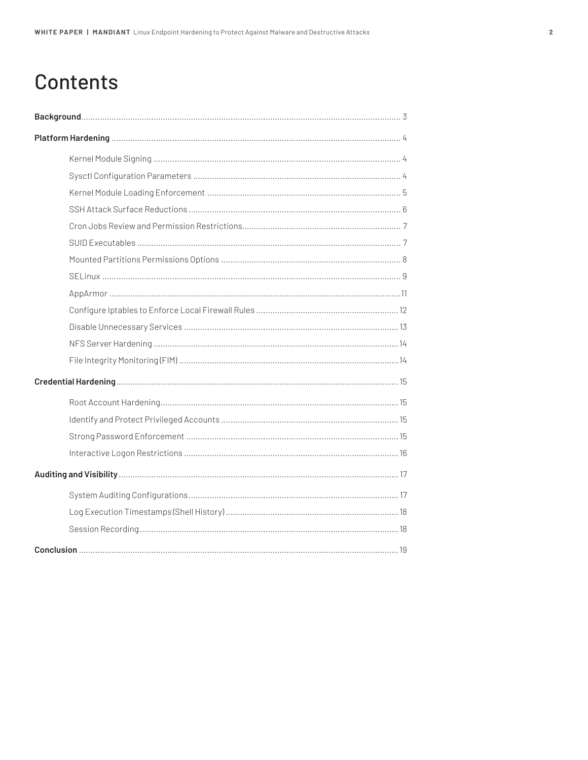# Contents

**Background** ........ 3

**Platform Hardening** ........ 4

- Kernel Module Signing ........ 4
- Sysctl Configuration Parameters ........ 4
- Kernel Module Loading Enforcement ........ 5
- SSH Attack Surface Reductions ........ 6
- Cron Jobs Review and Permission Restrictions ........ 7
- SUID Executables ........ 7
- Mounted Partitions Permissions Options ........ 8
- SELinux ........ 9
- AppArmor ........ 11
- Configure Iptables to Enforce Local Firewall Rules ........ 12
- Disable Unnecessary Services ........ 13
- NFS Server Hardening ........ 14
- File Integrity Monitoring (FIM) ........ 14

**Credential Hardening** ........ 15

- Root Account Hardening ........ 15
- Identify and Protect Privileged Accounts ........ 15
- Strong Password Enforcement ........ 15
- Interactive Logon Restrictions ........ 16

**Auditing and Visibility** ........ 17

- System Auditing Configurations ........ 17
- Log Execution Timestamps (Shell History) ........ 18
- Session Recording ........ 18

**Conclusion** ........ 19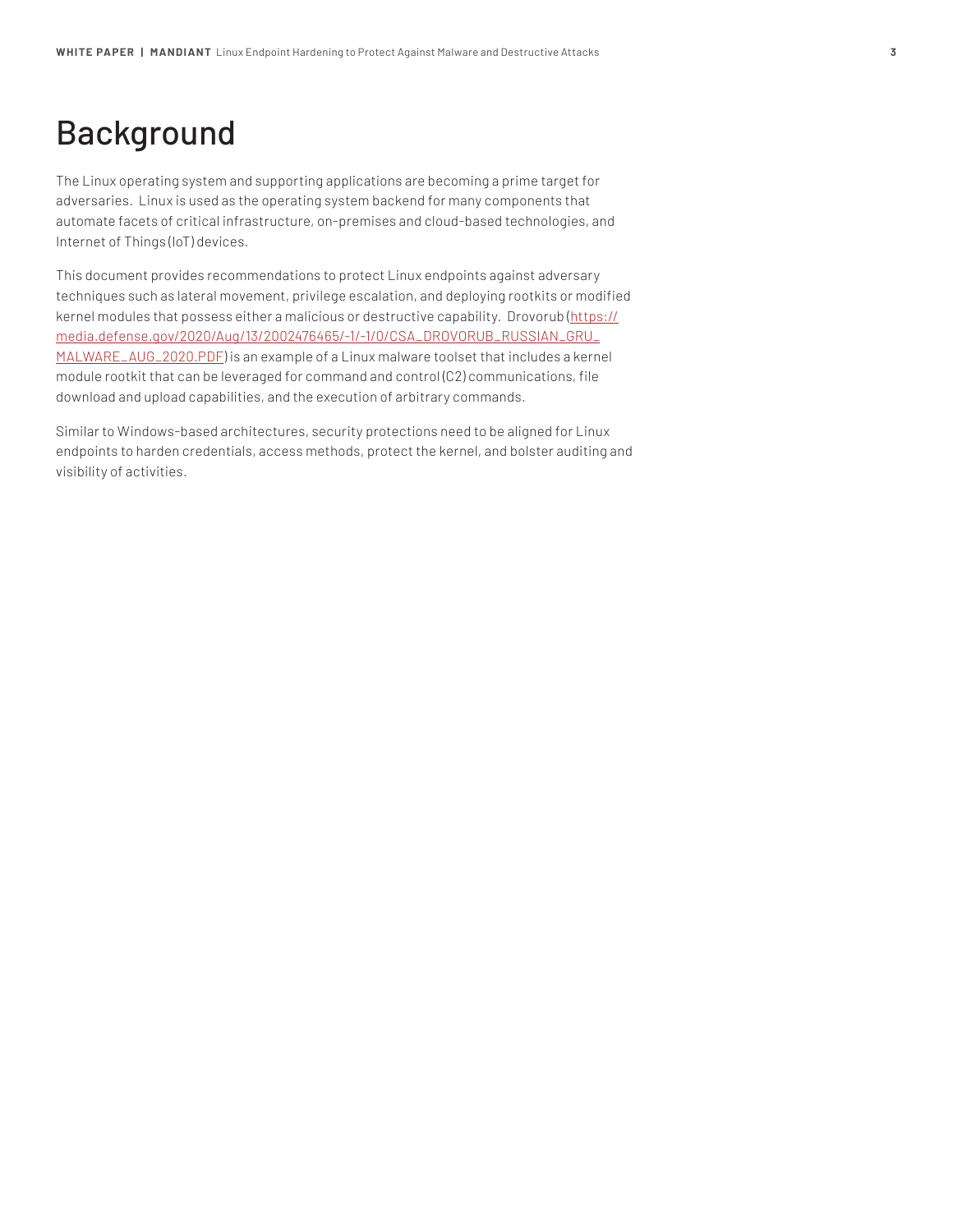# Background

The Linux operating system and supporting applications are becoming a prime target for adversaries. Linux is used as the operating system backend for many components that automate facets of critical infrastructure, on-premises and cloud-based technologies, and Internet of Things (IoT) devices.

This document provides recommendations to protect Linux endpoints against adversary techniques such as lateral movement, privilege escalation, and deploying rootkits or modified kernel modules that possess either a malicious or destructive capability. Drovorub (https://media.defense.gov/2020/Aug/13/2002476465/-1/-1/0/CSA_DROVORUB_RUSSIAN_GRU_MALWARE_AUG_2020.PDF) is an example of a Linux malware toolset that includes a kernel module rootkit that can be leveraged for command and control (C2) communications, file download and upload capabilities, and the execution of arbitrary commands.

Similar to Windows-based architectures, security protections need to be aligned for Linux endpoints to harden credentials, access methods, protect the kernel, and bolster auditing and visibility of activities.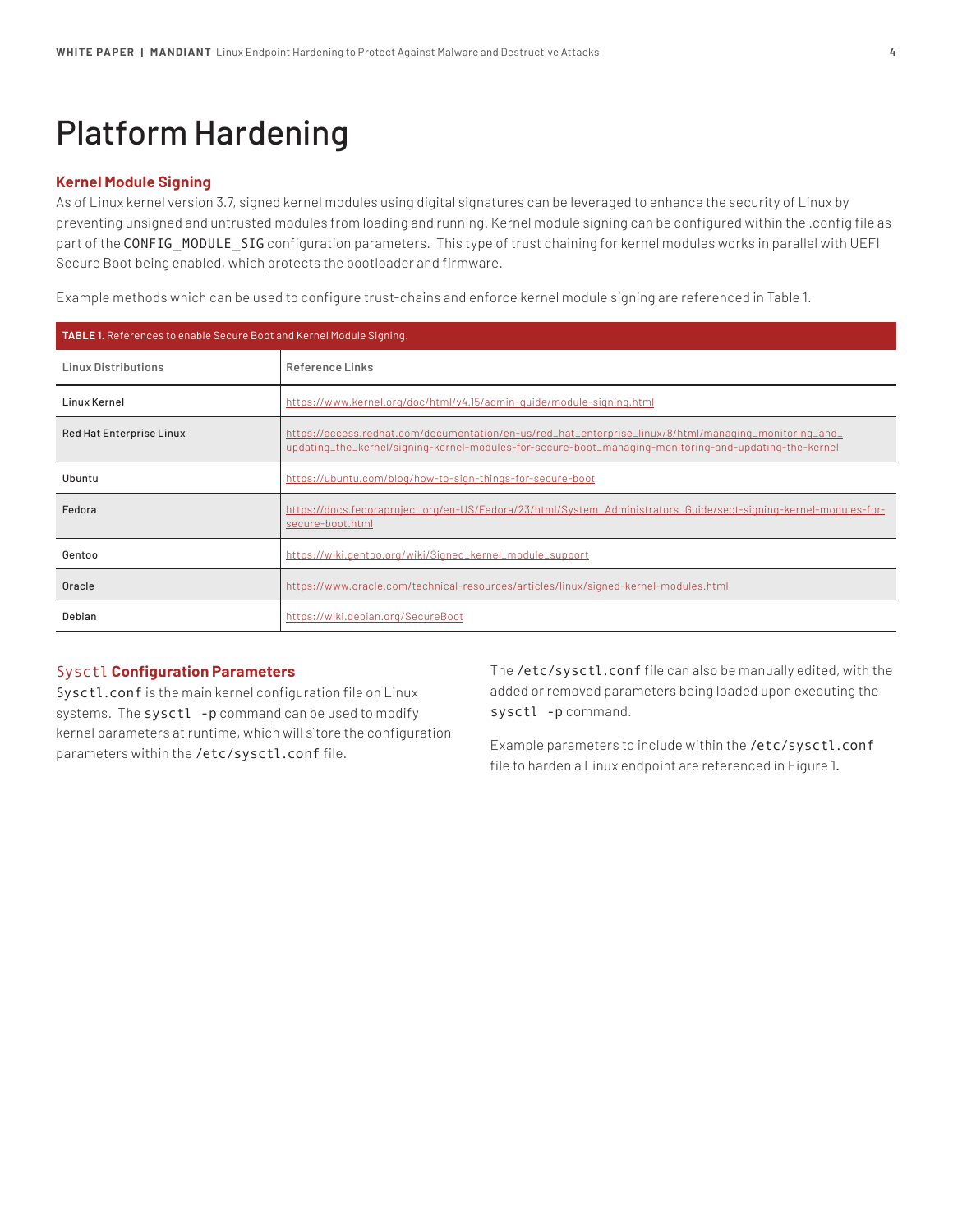# Platform Hardening

## Kernel Module Signing

As of Linux kernel version 3.7, signed kernel modules using digital signatures can be leveraged to enhance the security of Linux by preventing unsigned and untrusted modules from loading and running. Kernel module signing can be configured within the .config file as part of the `CONFIG_MODULE_SIG` configuration parameters. This type of trust chaining for kernel modules works in parallel with UEFI Secure Boot being enabled, which protects the bootloader and firmware.

Example methods which can be used to configure trust-chains and enforce kernel module signing are referenced in Table 1.

**TABLE 1.** References to enable Secure Boot and Kernel Module Signing.

| Linux Distributions | Reference Links |
|---|---|
| Linux Kernel | https://www.kernel.org/doc/html/v4.15/admin-guide/module-signing.html |
| Red Hat Enterprise Linux | https://access.redhat.com/documentation/en-us/red_hat_enterprise_linux/8/html/managing_monitoring_and_updating_the_kernel/signing-kernel-modules-for-secure-boot_managing-monitoring-and-updating-the-kernel |
| Ubuntu | https://ubuntu.com/blog/how-to-sign-things-for-secure-boot |
| Fedora | https://docs.fedoraproject.org/en-US/Fedora/23/html/System_Administrators_Guide/sect-signing-kernel-modules-for-secure-boot.html |
| Gentoo | https://wiki.gentoo.org/wiki/Signed_kernel_module_support |
| Oracle | https://www.oracle.com/technical-resources/articles/linux/signed-kernel-modules.html |
| Debian | https://wiki.debian.org/SecureBoot |

## `Sysctl` Configuration Parameters

`Sysctl.conf` is the main kernel configuration file on Linux systems. The `sysctl -p` command can be used to modify kernel parameters at runtime, which will s`tore the configuration parameters within the `/etc/sysctl.conf` file.

The `/etc/sysctl.conf` file can also be manually edited, with the added or removed parameters being loaded upon executing the `sysctl -p` command.

Example parameters to include within the `/etc/sysctl.conf` file to harden a Linux endpoint are referenced in Figure 1.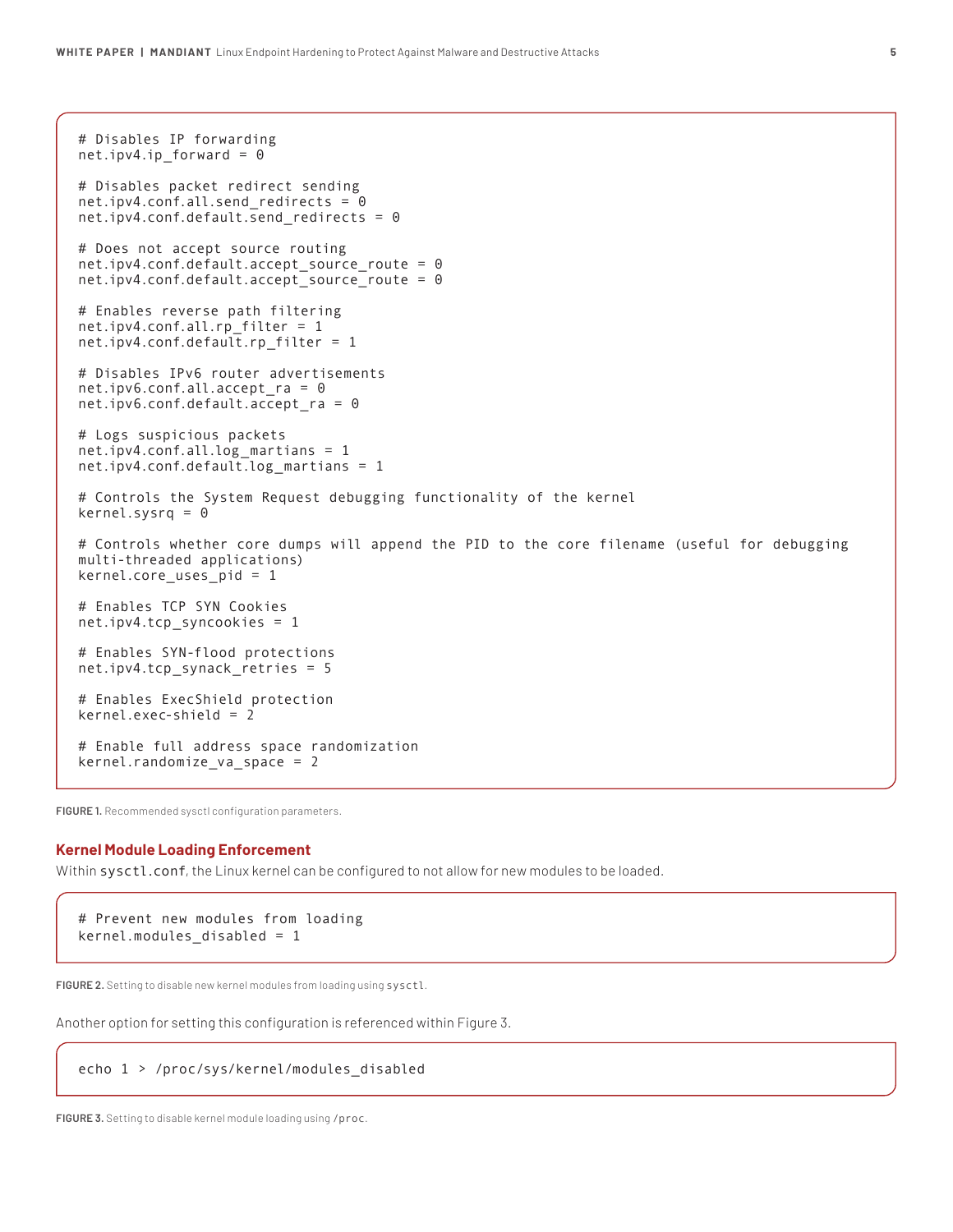```
# Disables IP forwarding
net.ipv4.ip_forward = 0

# Disables packet redirect sending
net.ipv4.conf.all.send_redirects = 0
net.ipv4.conf.default.send_redirects = 0

# Does not accept source routing
net.ipv4.conf.default.accept_source_route = 0
net.ipv4.conf.default.accept_source_route = 0

# Enables reverse path filtering
net.ipv4.conf.all.rp_filter = 1
net.ipv4.conf.default.rp_filter = 1

# Disables IPv6 router advertisements
net.ipv6.conf.all.accept_ra = 0
net.ipv6.conf.default.accept_ra = 0

# Logs suspicious packets
net.ipv4.conf.all.log_martians = 1
net.ipv4.conf.default.log_martians = 1

# Controls the System Request debugging functionality of the kernel
kernel.sysrq = 0

# Controls whether core dumps will append the PID to the core filename (useful for debugging
multi-threaded applications)
kernel.core_uses_pid = 1

# Enables TCP SYN Cookies
net.ipv4.tcp_syncookies = 1

# Enables SYN-flood protections
net.ipv4.tcp_synack_retries = 5

# Enables ExecShield protection
kernel.exec-shield = 2

# Enable full address space randomization
kernel.randomize_va_space = 2
```

**FIGURE 1.** Recommended sysctl configuration parameters.

## Kernel Module Loading Enforcement

Within `sysctl.conf`, the Linux kernel can be configured to not allow for new modules to be loaded.

```
# Prevent new modules from loading
kernel.modules_disabled = 1
```

**FIGURE 2.** Setting to disable new kernel modules from loading using `sysctl`.

Another option for setting this configuration is referenced within Figure 3.

```
echo 1 > /proc/sys/kernel/modules_disabled
```

**FIGURE 3.** Setting to disable kernel module loading using `/proc`.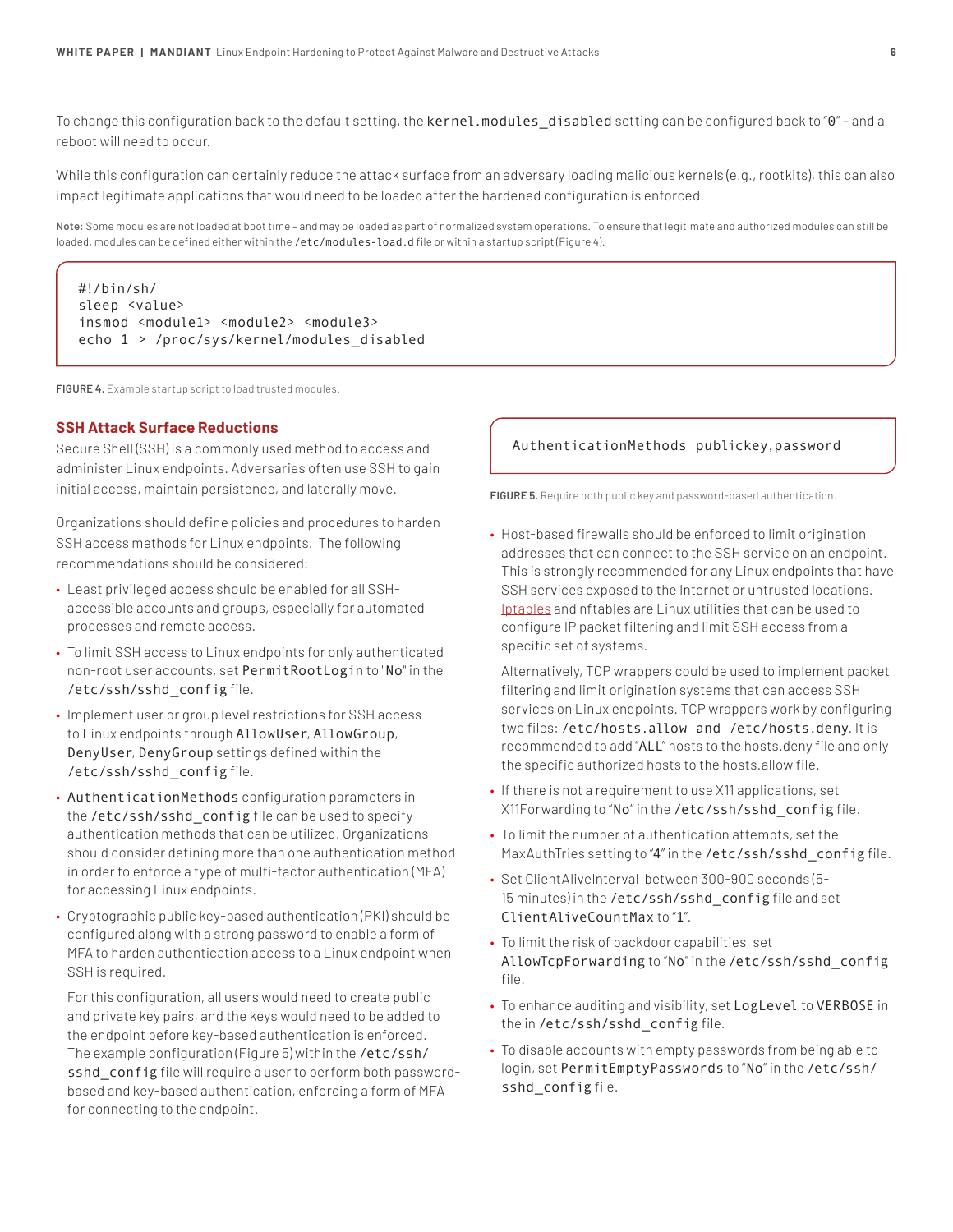To change this configuration back to the default setting, the `kernel.modules_disabled` setting can be configured back to "0" – and a reboot will need to occur.

While this configuration can certainly reduce the attack surface from an adversary loading malicious kernels (e.g., rootkits), this can also impact legitimate applications that would need to be loaded after the hardened configuration is enforced.

**Note:** Some modules are not loaded at boot time – and may be loaded as part of normalized system operations. To ensure that legitimate and authorized modules can still be loaded, modules can be defined either within the `/etc/modules-load.d` file or within a startup script (Figure 4).

```
#!/bin/sh/
sleep <value>
insmod <module1> <module2> <module3>
echo 1 > /proc/sys/kernel/modules_disabled
```

**FIGURE 4.** Example startup script to load trusted modules.

## SSH Attack Surface Reductions

Secure Shell (SSH) is a commonly used method to access and administer Linux endpoints. Adversaries often use SSH to gain initial access, maintain persistence, and laterally move.

Organizations should define policies and procedures to harden SSH access methods for Linux endpoints. The following recommendations should be considered:

- Least privileged access should be enabled for all SSH-accessible accounts and groups, especially for automated processes and remote access.
- To limit SSH access to Linux endpoints for only authenticated non-root user accounts, set `PermitRootLogin` to "No" in the `/etc/ssh/sshd_config` file.
- Implement user or group level restrictions for SSH access to Linux endpoints through `AllowUser`, `AllowGroup`, `DenyUser`, `DenyGroup` settings defined within the `/etc/ssh/sshd_config` file.
- `AuthenticationMethods` configuration parameters in the `/etc/ssh/sshd_config` file can be used to specify authentication methods that can be utilized. Organizations should consider defining more than one authentication method in order to enforce a type of multi-factor authentication (MFA) for accessing Linux endpoints.
- Cryptographic public key-based authentication (PKI) should be configured along with a strong password to enable a form of MFA to harden authentication access to a Linux endpoint when SSH is required.

  For this configuration, all users would need to create public and private key pairs, and the keys would need to be added to the endpoint before key-based authentication is enforced. The example configuration (Figure 5) within the `/etc/ssh/sshd_config` file will require a user to perform both password-based and key-based authentication, enforcing a form of MFA for connecting to the endpoint.

```
AuthenticationMethods publickey,password
```

**FIGURE 5.** Require both public key and password-based authentication.

- Host-based firewalls should be enforced to limit origination addresses that can connect to the SSH service on an endpoint. This is strongly recommended for any Linux endpoints that have SSH services exposed to the Internet or untrusted locations. Iptables and nftables are Linux utilities that can be used to configure IP packet filtering and limit SSH access from a specific set of systems.

  Alternatively, TCP wrappers could be used to implement packet filtering and limit origination systems that can access SSH services on Linux endpoints. TCP wrappers work by configuring two files: `/etc/hosts.allow and /etc/hosts.deny`. It is recommended to add "ALL" hosts to the hosts.deny file and only the specific authorized hosts to the hosts.allow file.
- If there is not a requirement to use X11 applications, set X11Forwarding to "No" in the `/etc/ssh/sshd_config` file.
- To limit the number of authentication attempts, set the MaxAuthTries setting to "4" in the `/etc/ssh/sshd_config` file.
- Set ClientAliveInterval between 300-900 seconds (5-15 minutes) in the `/etc/ssh/sshd_config` file and set `ClientAliveCountMax` to "1".
- To limit the risk of backdoor capabilities, set `AllowTcpForwarding` to "No" in the `/etc/ssh/sshd_config` file.
- To enhance auditing and visibility, set `LogLevel` to `VERBOSE` in the in `/etc/ssh/sshd_config` file.
- To disable accounts with empty passwords from being able to login, set `PermitEmptyPasswords` to "No" in the `/etc/ssh/sshd_config` file.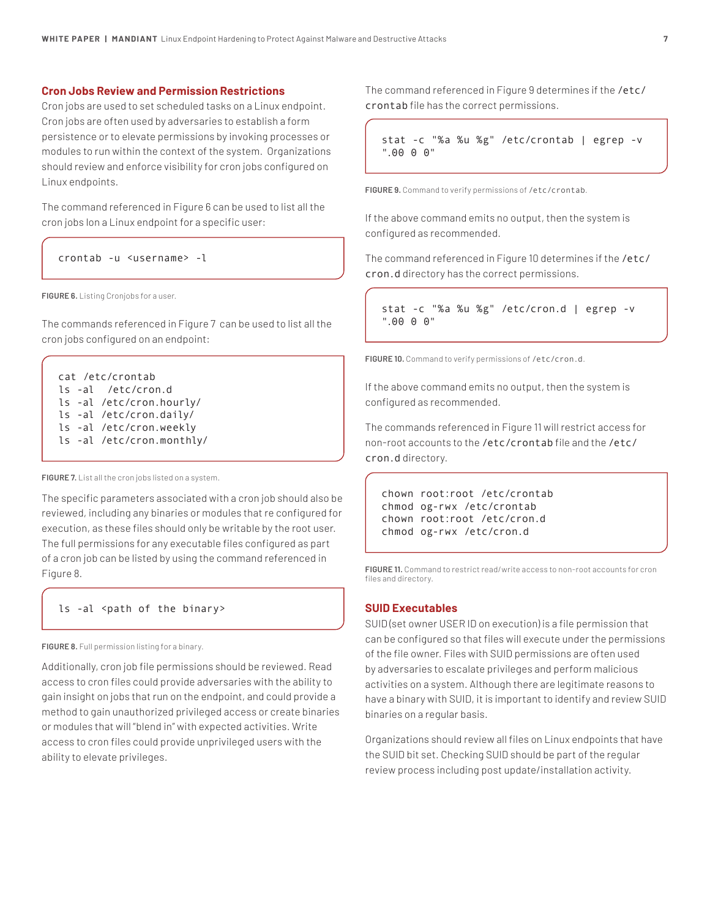## Cron Jobs Review and Permission Restrictions

Cron jobs are used to set scheduled tasks on a Linux endpoint. Cron jobs are often used by adversaries to establish a form persistence or to elevate permissions by invoking processes or modules to run within the context of the system. Organizations should review and enforce visibility for cron jobs configured on Linux endpoints.

The command referenced in Figure 6 can be used to list all the cron jobs lon a Linux endpoint for a specific user:

```
crontab -u <username> -l
```

**FIGURE 6.** Listing Cronjobs for a user.

The commands referenced in Figure 7 can be used to list all the cron jobs configured on an endpoint:

```
cat /etc/crontab
ls -al  /etc/cron.d
ls -al /etc/cron.hourly/
ls -al /etc/cron.daily/
ls -al /etc/cron.weekly
ls -al /etc/cron.monthly/
```

**FIGURE 7.** List all the cron jobs listed on a system.

The specific parameters associated with a cron job should also be reviewed, including any binaries or modules that re configured for execution, as these files should only be writable by the root user. The full permissions for any executable files configured as part of a cron job can be listed by using the command referenced in Figure 8.

```
ls -al <path of the binary>
```

**FIGURE 8.** Full permission listing for a binary.

Additionally, cron job file permissions should be reviewed. Read access to cron files could provide adversaries with the ability to gain insight on jobs that run on the endpoint, and could provide a method to gain unauthorized privileged access or create binaries or modules that will "blend in" with expected activities. Write access to cron files could provide unprivileged users with the ability to elevate privileges.

The command referenced in Figure 9 determines if the `/etc/crontab` file has the correct permissions.

```
stat -c "%a %u %g" /etc/crontab | egrep -v
".00 0 0"
```

**FIGURE 9.** Command to verify permissions of `/etc/crontab`.

If the above command emits no output, then the system is configured as recommended.

The command referenced in Figure 10 determines if the `/etc/cron.d` directory has the correct permissions.

```
stat -c "%a %u %g" /etc/cron.d | egrep -v
".00 0 0"
```

**FIGURE 10.** Command to verify permissions of `/etc/cron.d`.

If the above command emits no output, then the system is configured as recommended.

The commands referenced in Figure 11 will restrict access for non-root accounts to the `/etc/crontab` file and the `/etc/cron.d` directory.

```
chown root:root /etc/crontab
chmod og-rwx /etc/crontab
chown root:root /etc/cron.d
chmod og-rwx /etc/cron.d
```

**FIGURE 11.** Command to restrict read/write access to non-root accounts for cron files and directory.

## SUID Executables

SUID (set owner USER ID on execution) is a file permission that can be configured so that files will execute under the permissions of the file owner. Files with SUID permissions are often used by adversaries to escalate privileges and perform malicious activities on a system. Although there are legitimate reasons to have a binary with SUID, it is important to identify and review SUID binaries on a regular basis.

Organizations should review all files on Linux endpoints that have the SUID bit set. Checking SUID should be part of the regular review process including post update/installation activity.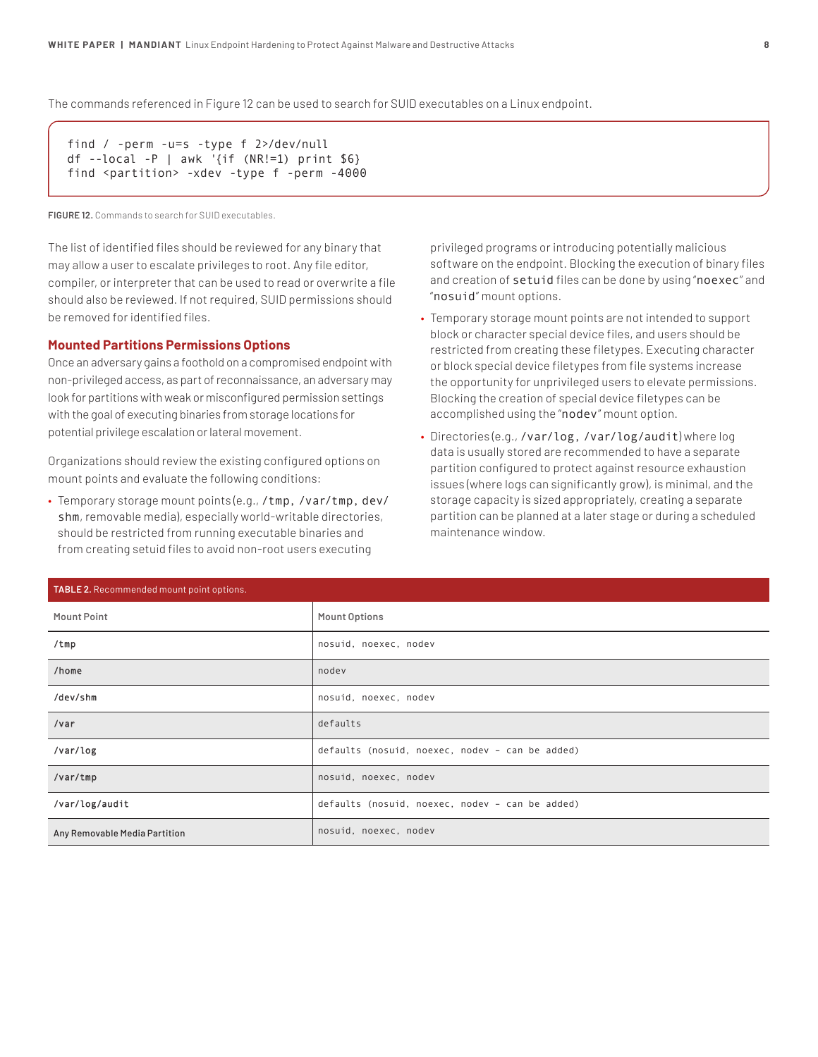The commands referenced in Figure 12 can be used to search for SUID executables on a Linux endpoint.

```
find / -perm -u=s -type f 2>/dev/null
df --local -P | awk '{if (NR!=1) print $6}
find <partition> -xdev -type f -perm -4000
```

**FIGURE 12.** Commands to search for SUID executables.

The list of identified files should be reviewed for any binary that may allow a user to escalate privileges to root. Any file editor, compiler, or interpreter that can be used to read or overwrite a file should also be reviewed. If not required, SUID permissions should be removed for identified files.

### Mounted Partitions Permissions Options

Once an adversary gains a foothold on a compromised endpoint with non-privileged access, as part of reconnaissance, an adversary may look for partitions with weak or misconfigured permission settings with the goal of executing binaries from storage locations for potential privilege escalation or lateral movement.

Organizations should review the existing configured options on mount points and evaluate the following conditions:

- Temporary storage mount points (e.g., `/tmp`, `/var/tmp`, `dev/shm`, removable media), especially world-writable directories, should be restricted from running executable binaries and from creating setuid files to avoid non-root users executing privileged programs or introducing potentially malicious software on the endpoint. Blocking the execution of binary files and creation of `setuid` files can be done by using "`noexec`" and "`nosuid`" mount options.
- Temporary storage mount points are not intended to support block or character special device files, and users should be restricted from creating these filetypes. Executing character or block special device filetypes from file systems increase the opportunity for unprivileged users to elevate permissions. Blocking the creation of special device filetypes can be accomplished using the "`nodev`" mount option.
- Directories (e.g., `/var/log`, `/var/log/audit`) where log data is usually stored are recommended to have a separate partition configured to protect against resource exhaustion issues (where logs can significantly grow), is minimal, and the storage capacity is sized appropriately, creating a separate partition can be planned at a later stage or during a scheduled maintenance window.

**TABLE 2.** Recommended mount point options.

| Mount Point | Mount Options |
|---|---|
| /tmp | nosuid, noexec, nodev |
| /home | nodev |
| /dev/shm | nosuid, noexec, nodev |
| /var | defaults |
| /var/log | defaults (nosuid, noexec, nodev – can be added) |
| /var/tmp | nosuid, noexec, nodev |
| /var/log/audit | defaults (nosuid, noexec, nodev – can be added) |
| Any Removable Media Partition | nosuid, noexec, nodev |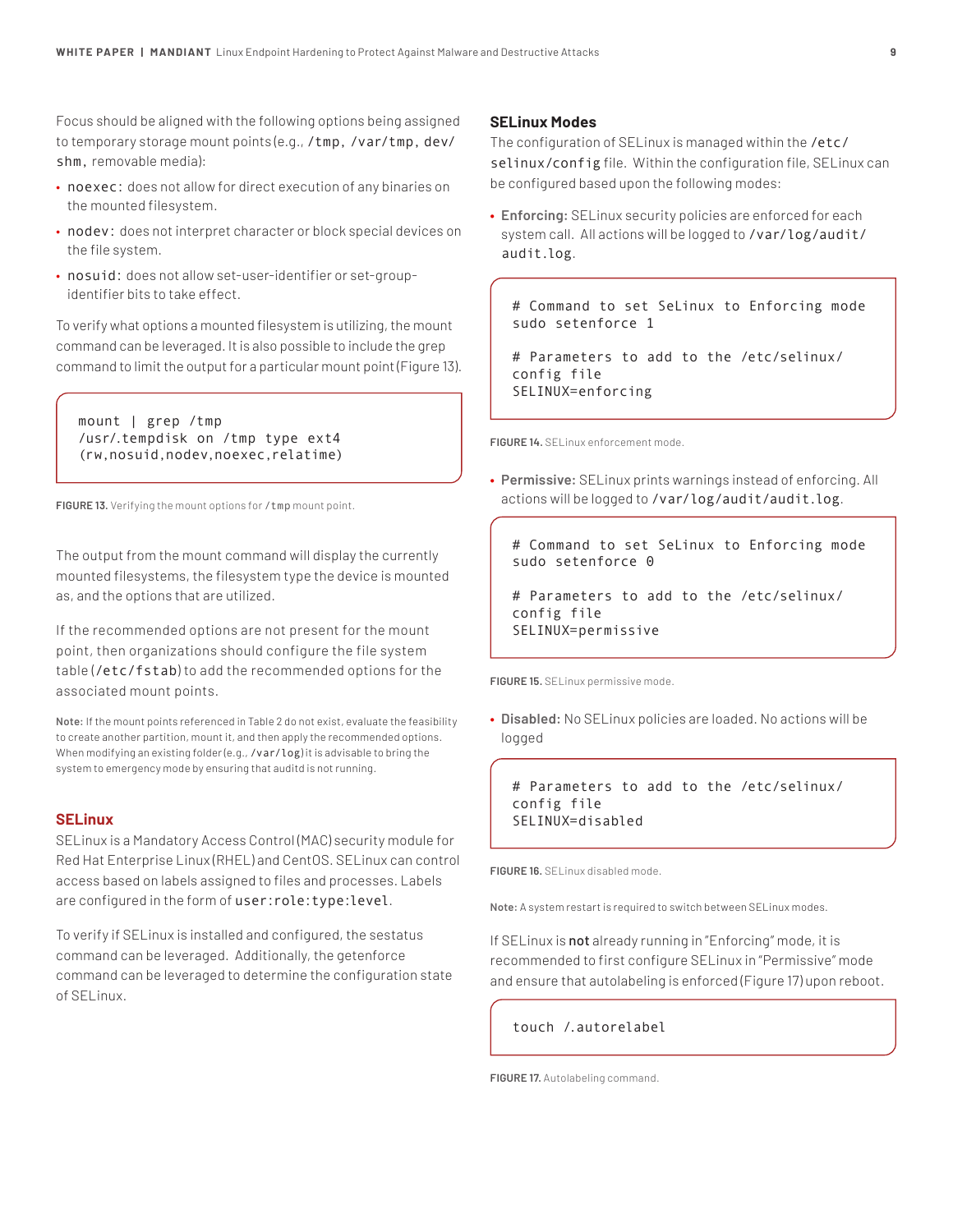Focus should be aligned with the following options being assigned to temporary storage mount points (e.g., `/tmp`, `/var/tmp`, `dev/shm`, removable media):

- `noexec`: does not allow for direct execution of any binaries on the mounted filesystem.
- `nodev`: does not interpret character or block special devices on the file system.
- `nosuid`: does not allow set-user-identifier or set-group-identifier bits to take effect.

To verify what options a mounted filesystem is utilizing, the mount command can be leveraged. It is also possible to include the grep command to limit the output for a particular mount point (Figure 13).

```
mount | grep /tmp
/usr/.tempdisk on /tmp type ext4
(rw,nosuid,nodev,noexec,relatime)
```

**FIGURE 13.** Verifying the mount options for `/tmp` mount point.

The output from the mount command will display the currently mounted filesystems, the filesystem type the device is mounted as, and the options that are utilized.

If the recommended options are not present for the mount point, then organizations should configure the file system table (`/etc/fstab`) to add the recommended options for the associated mount points.

**Note:** If the mount points referenced in Table 2 do not exist, evaluate the feasibility to create another partition, mount it, and then apply the recommended options. When modifying an existing folder (e.g., `/var/log`) it is advisable to bring the system to emergency mode by ensuring that auditd is not running.

## SELinux

SELinux is a Mandatory Access Control (MAC) security module for Red Hat Enterprise Linux (RHEL) and CentOS. SELinux can control access based on labels assigned to files and processes. Labels are configured in the form of `user:role:type:level`.

To verify if SELinux is installed and configured, the sestatus command can be leveraged. Additionally, the getenforce command can be leveraged to determine the configuration state of SELinux.

### SELinux Modes

The configuration of SELinux is managed within the `/etc/selinux/config` file. Within the configuration file, SELinux can be configured based upon the following modes:

- **Enforcing:** SELinux security policies are enforced for each system call. All actions will be logged to `/var/log/audit/audit.log`.

```
# Command to set SeLinux to Enforcing mode
sudo setenforce 1

# Parameters to add to the /etc/selinux/
config file
SELINUX=enforcing
```

**FIGURE 14.** SELinux enforcement mode.

- **Permissive:** SELinux prints warnings instead of enforcing. All actions will be logged to `/var/log/audit/audit.log`.

```
# Command to set SeLinux to Enforcing mode
sudo setenforce 0

# Parameters to add to the /etc/selinux/
config file
SELINUX=permissive
```

**FIGURE 15.** SELinux permissive mode.

- **Disabled:** No SELinux policies are loaded. No actions will be logged

```
# Parameters to add to the /etc/selinux/
config file
SELINUX=disabled
```

**FIGURE 16.** SELinux disabled mode.

**Note:** A system restart is required to switch between SELinux modes.

If SELinux is **not** already running in "Enforcing" mode, it is recommended to first configure SELinux in "Permissive" mode and ensure that autolabeling is enforced (Figure 17) upon reboot.

```
touch /.autorelabel
```

**FIGURE 17.** Autolabeling command.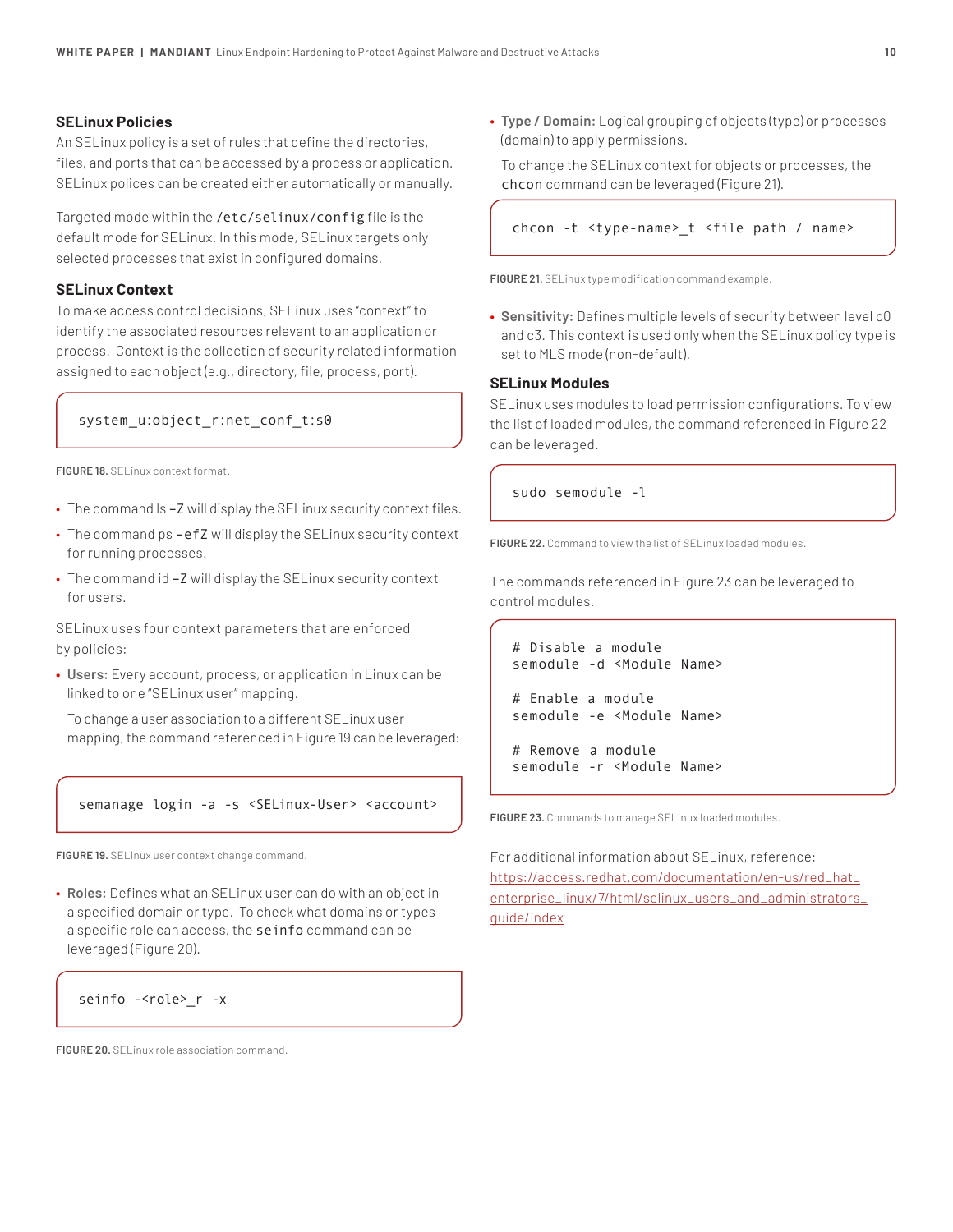### SELinux Policies

An SELinux policy is a set of rules that define the directories, files, and ports that can be accessed by a process or application. SELinux polices can be created either automatically or manually.

Targeted mode within the `/etc/selinux/config` file is the default mode for SELinux. In this mode, SELinux targets only selected processes that exist in configured domains.

### SELinux Context

To make access control decisions, SELinux uses "context" to identify the associated resources relevant to an application or process. Context is the collection of security related information assigned to each object (e.g., directory, file, process, port).

```
system_u:object_r:net_conf_t:s0
```

**FIGURE 18.** SELinux context format.

- The command ls `-Z` will display the SELinux security context files.
- The command ps `-efZ` will display the SELinux security context for running processes.
- The command id `-Z` will display the SELinux security context for users.

SELinux uses four context parameters that are enforced by policies:

- **Users:** Every account, process, or application in Linux can be linked to one "SELinux user" mapping.

  To change a user association to a different SELinux user mapping, the command referenced in Figure 19 can be leveraged:

```
semanage login -a -s <SELinux-User> <account>
```

**FIGURE 19.** SELinux user context change command.

- **Roles:** Defines what an SELinux user can do with an object in a specified domain or type. To check what domains or types a specific role can access, the `seinfo` command can be leveraged (Figure 20).

```
seinfo -<role>_r -x
```

**FIGURE 20.** SELinux role association command.

- **Type / Domain:** Logical grouping of objects (type) or processes (domain) to apply permissions.

  To change the SELinux context for objects or processes, the `chcon` command can be leveraged (Figure 21).

```
chcon -t <type-name>_t <file path / name>
```

**FIGURE 21.** SELinux type modification command example.

- **Sensitivity:** Defines multiple levels of security between level c0 and c3. This context is used only when the SELinux policy type is set to MLS mode (non-default).

### SELinux Modules

SELinux uses modules to load permission configurations. To view the list of loaded modules, the command referenced in Figure 22 can be leveraged.

```
sudo semodule -l
```

**FIGURE 22.** Command to view the list of SELinux loaded modules.

The commands referenced in Figure 23 can be leveraged to control modules.

```
# Disable a module
semodule -d <Module Name>

# Enable a module
semodule -e <Module Name>

# Remove a module
semodule -r <Module Name>
```

**FIGURE 23.** Commands to manage SELinux loaded modules.

For additional information about SELinux, reference: https://access.redhat.com/documentation/en-us/red_hat_enterprise_linux/7/html/selinux_users_and_administrators_guide/index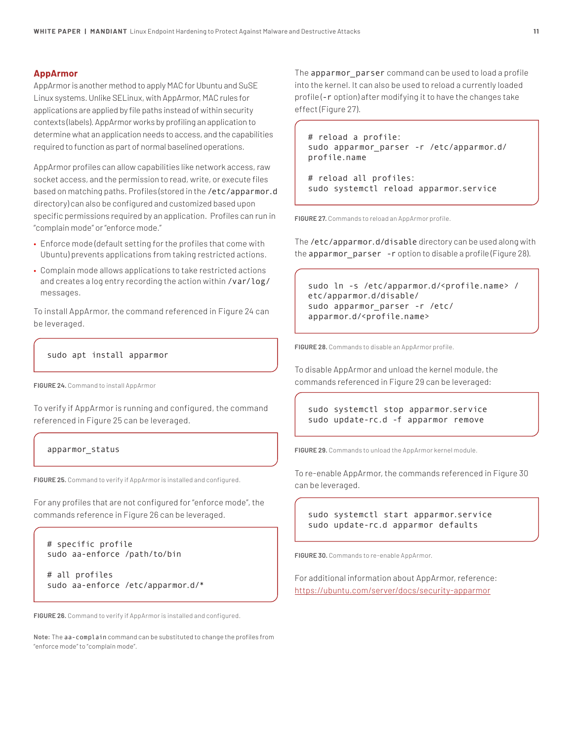## AppArmor

AppArmor is another method to apply MAC for Ubuntu and SuSE Linux systems. Unlike SELinux, with AppArmor, MAC rules for applications are applied by file paths instead of within security contexts (labels). AppArmor works by profiling an application to determine what an application needs to access, and the capabilities required to function as part of normal baselined operations.

AppArmor profiles can allow capabilities like network access, raw socket access, and the permission to read, write, or execute files based on matching paths. Profiles (stored in the `/etc/apparmor.d` directory) can also be configured and customized based upon specific permissions required by an application. Profiles can run in "complain mode" or "enforce mode."

- Enforce mode (default setting for the profiles that come with Ubuntu) prevents applications from taking restricted actions.
- Complain mode allows applications to take restricted actions and creates a log entry recording the action within `/var/log/messages`.

To install AppArmor, the command referenced in Figure 24 can be leveraged.

```
sudo apt install apparmor
```

**FIGURE 24.** Command to install AppArmor

To verify if AppArmor is running and configured, the command referenced in Figure 25 can be leveraged.

```
apparmor_status
```

**FIGURE 25.** Command to verify if AppArmor is installed and configured.

For any profiles that are not configured for "enforce mode", the commands reference in Figure 26 can be leveraged.

```
# specific profile
sudo aa-enforce /path/to/bin

# all profiles
sudo aa-enforce /etc/apparmor.d/*
```

**FIGURE 26.** Command to verify if AppArmor is installed and configured.

**Note:** The `aa-complain` command can be substituted to change the profiles from "enforce mode" to "complain mode".

The `apparmor_parser` command can be used to load a profile into the kernel. It can also be used to reload a currently loaded profile (`-r` option) after modifying it to have the changes take effect (Figure 27).

```
# reload a profile:
sudo apparmor_parser -r /etc/apparmor.d/
profile.name

# reload all profiles:
sudo systemctl reload apparmor.service
```

**FIGURE 27.** Commands to reload an AppArmor profile.

The `/etc/apparmor.d/disable` directory can be used along with the `apparmor_parser -r` option to disable a profile (Figure 28).

```
sudo ln -s /etc/apparmor.d/<profile.name> /
etc/apparmor.d/disable/
sudo apparmor_parser -r /etc/
apparmor.d/<profile.name>
```

**FIGURE 28.** Commands to disable an AppArmor profile.

To disable AppArmor and unload the kernel module, the commands referenced in Figure 29 can be leveraged:

```
sudo systemctl stop apparmor.service
sudo update-rc.d -f apparmor remove
```

**FIGURE 29.** Commands to unload the AppArmor kernel module.

To re-enable AppArmor, the commands referenced in Figure 30 can be leveraged.

```
sudo systemctl start apparmor.service
sudo update-rc.d apparmor defaults
```

**FIGURE 30.** Commands to re-enable AppArmor.

For additional information about AppArmor, reference: https://ubuntu.com/server/docs/security-apparmor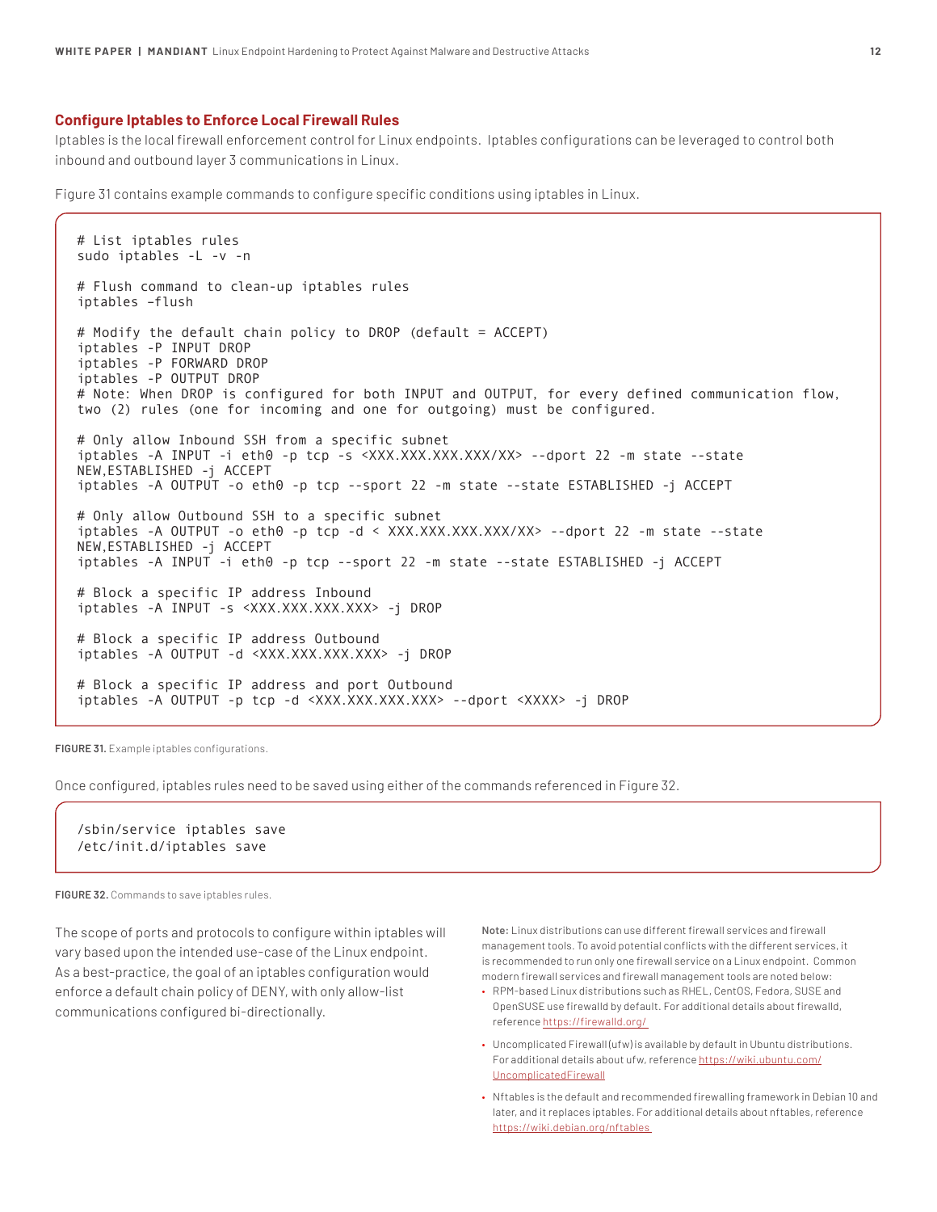## Configure Iptables to Enforce Local Firewall Rules

Iptables is the local firewall enforcement control for Linux endpoints. Iptables configurations can be leveraged to control both inbound and outbound layer 3 communications in Linux.

Figure 31 contains example commands to configure specific conditions using iptables in Linux.

```
# List iptables rules
sudo iptables -L -v -n

# Flush command to clean-up iptables rules
iptables –flush

# Modify the default chain policy to DROP (default = ACCEPT)
iptables -P INPUT DROP
iptables -P FORWARD DROP
iptables -P OUTPUT DROP
# Note: When DROP is configured for both INPUT and OUTPUT, for every defined communication flow,
two (2) rules (one for incoming and one for outgoing) must be configured.

# Only allow Inbound SSH from a specific subnet
iptables -A INPUT -i eth0 -p tcp -s <XXX.XXX.XXX.XXX/XX> --dport 22 -m state --state
NEW,ESTABLISHED -j ACCEPT
iptables -A OUTPUT -o eth0 -p tcp --sport 22 -m state --state ESTABLISHED -j ACCEPT

# Only allow Outbound SSH to a specific subnet
iptables -A OUTPUT -o eth0 -p tcp -d < XXX.XXX.XXX.XXX/XX> --dport 22 -m state --state
NEW,ESTABLISHED -j ACCEPT
iptables -A INPUT -i eth0 -p tcp --sport 22 -m state --state ESTABLISHED -j ACCEPT

# Block a specific IP address Inbound
iptables -A INPUT -s <XXX.XXX.XXX.XXX> -j DROP

# Block a specific IP address Outbound
iptables -A OUTPUT -d <XXX.XXX.XXX.XXX> -j DROP

# Block a specific IP address and port Outbound
iptables -A OUTPUT -p tcp -d <XXX.XXX.XXX.XXX> --dport <XXXX> -j DROP
```

**FIGURE 31.** Example iptables configurations.

Once configured, iptables rules need to be saved using either of the commands referenced in Figure 32.

```
/sbin/service iptables save
/etc/init.d/iptables save
```

**FIGURE 32.** Commands to save iptables rules.

The scope of ports and protocols to configure within iptables will vary based upon the intended use-case of the Linux endpoint. As a best-practice, the goal of an iptables configuration would enforce a default chain policy of DENY, with only allow-list communications configured bi-directionally.

**Note:** Linux distributions can use different firewall services and firewall management tools. To avoid potential conflicts with the different services, it is recommended to run only one firewall service on a Linux endpoint. Common modern firewall services and firewall management tools are noted below:

- RPM-based Linux distributions such as RHEL, CentOS, Fedora, SUSE and OpenSUSE use firewalld by default. For additional details about firewalld, reference https://firewalld.org/
- Uncomplicated Firewall (ufw) is available by default in Ubuntu distributions. For additional details about ufw, reference https://wiki.ubuntu.com/UncomplicatedFirewall
- Nftables is the default and recommended firewalling framework in Debian 10 and later, and it replaces iptables. For additional details about nftables, reference https://wiki.debian.org/nftables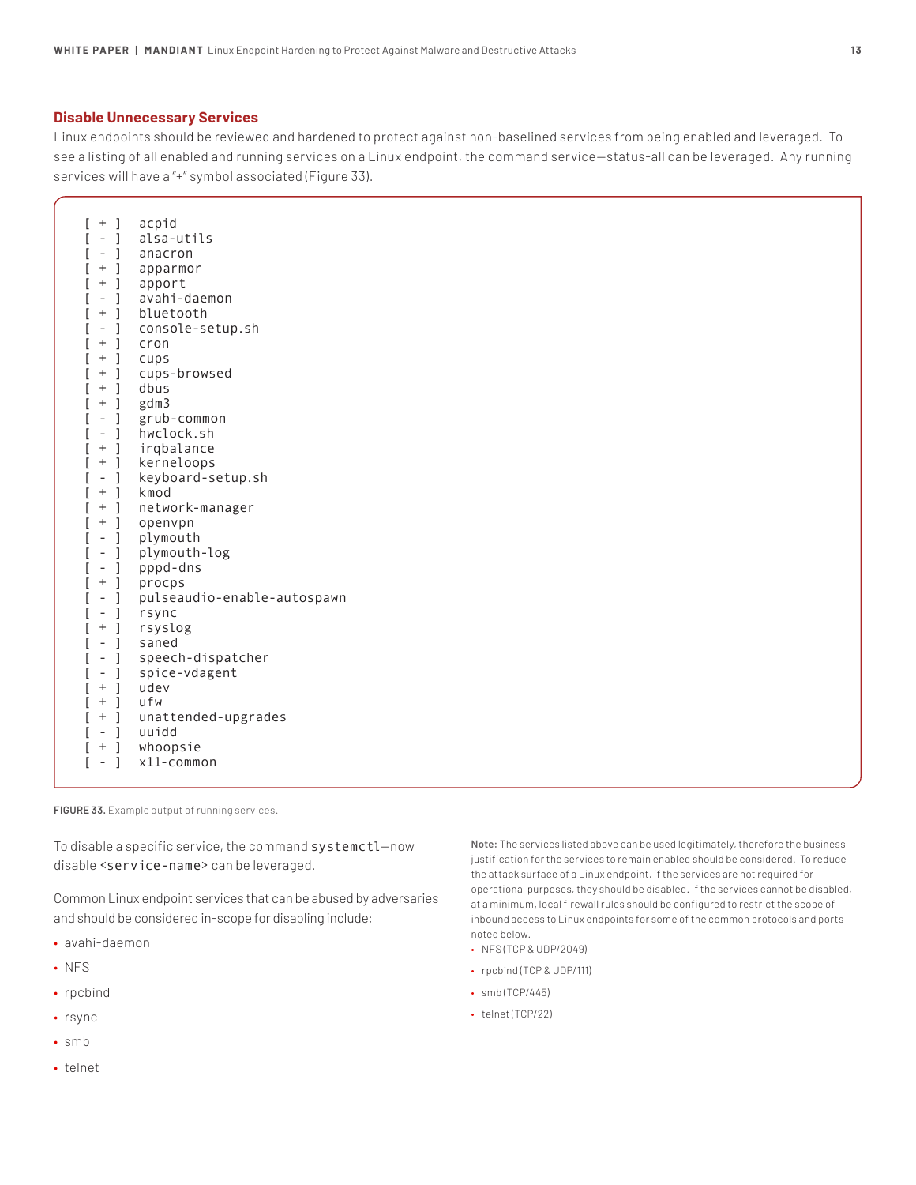## Disable Unnecessary Services

Linux endpoints should be reviewed and hardened to protect against non-baselined services from being enabled and leveraged. To see a listing of all enabled and running services on a Linux endpoint, the command service—status-all can be leveraged. Any running services will have a "+" symbol associated (Figure 33).

```
[ + ]  acpid
[ - ]  alsa-utils
[ - ]  anacron
[ + ]  apparmor
[ + ]  apport
[ - ]  avahi-daemon
[ + ]  bluetooth
[ - ]  console-setup.sh
[ + ]  cron
[ + ]  cups
[ + ]  cups-browsed
[ + ]  dbus
[ + ]  gdm3
[ - ]  grub-common
[ - ]  hwclock.sh
[ + ]  irqbalance
[ + ]  kerneloops
[ - ]  keyboard-setup.sh
[ + ]  kmod
[ + ]  network-manager
[ + ]  openvpn
[ - ]  plymouth
[ - ]  plymouth-log
[ - ]  pppd-dns
[ + ]  procps
[ - ]  pulseaudio-enable-autospawn
[ - ]  rsync
[ + ]  rsyslog
[ - ]  saned
[ - ]  speech-dispatcher
[ - ]  spice-vdagent
[ + ]  udev
[ + ]  ufw
[ + ]  unattended-upgrades
[ - ]  uuidd
[ + ]  whoopsie
[ - ]  x11-common
```

**FIGURE 33.** Example output of running services.

To disable a specific service, the command `systemctl`—now disable `<service-name>` can be leveraged.

Common Linux endpoint services that can be abused by adversaries and should be considered in-scope for disabling include:

- avahi-daemon
- NFS
- rpcbind
- rsync
- smb
- telnet

**Note:** The services listed above can be used legitimately, therefore the business justification for the services to remain enabled should be considered. To reduce the attack surface of a Linux endpoint, if the services are not required for operational purposes, they should be disabled. If the services cannot be disabled, at a minimum, local firewall rules should be configured to restrict the scope of inbound access to Linux endpoints for some of the common protocols and ports noted below.

- NFS (TCP & UDP/2049)
- rpcbind (TCP & UDP/111)
- smb (TCP/445)
- telnet (TCP/22)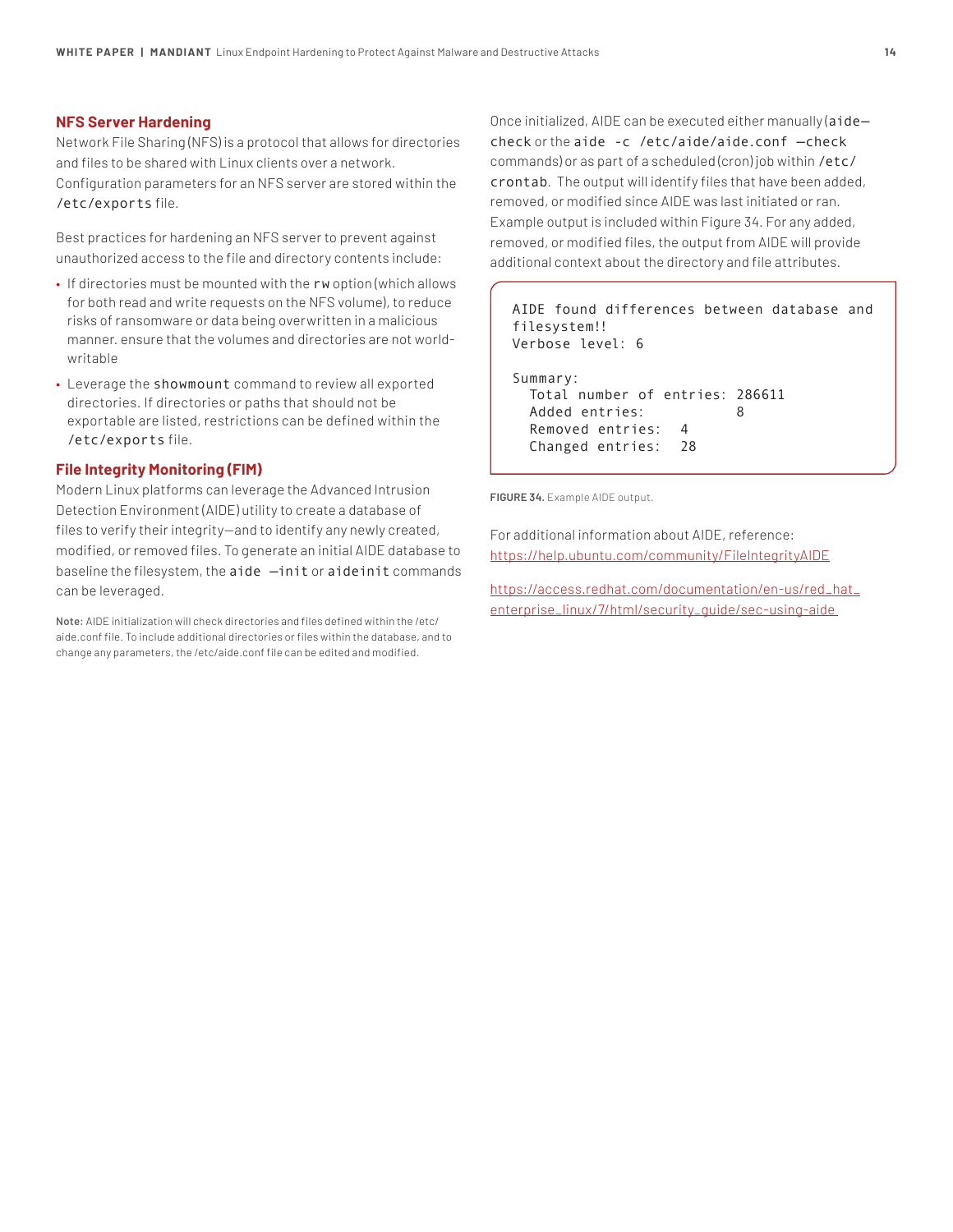## NFS Server Hardening

Network File Sharing (NFS) is a protocol that allows for directories and files to be shared with Linux clients over a network. Configuration parameters for an NFS server are stored within the `/etc/exports` file.

Best practices for hardening an NFS server to prevent against unauthorized access to the file and directory contents include:

- If directories must be mounted with the `rw` option (which allows for both read and write requests on the NFS volume), to reduce risks of ransomware or data being overwritten in a malicious manner. ensure that the volumes and directories are not world-writable
- Leverage the `showmount` command to review all exported directories. If directories or paths that should not be exportable are listed, restrictions can be defined within the `/etc/exports` file.

## File Integrity Monitoring (FIM)

Modern Linux platforms can leverage the Advanced Intrusion Detection Environment (AIDE) utility to create a database of files to verify their integrity—and to identify any newly created, modified, or removed files. To generate an initial AIDE database to baseline the filesystem, the `aide —init` or `aideinit` commands can be leveraged.

**Note:** AIDE initialization will check directories and files defined within the /etc/aide.conf file. To include additional directories or files within the database, and to change any parameters, the /etc/aide.conf file can be edited and modified.

Once initialized, AIDE can be executed either manually (`aide—check` or the `aide -c /etc/aide/aide.conf —check` commands) or as part of a scheduled (cron) job within `/etc/crontab`. The output will identify files that have been added, removed, or modified since AIDE was last initiated or ran. Example output is included within Figure 34. For any added, removed, or modified files, the output from AIDE will provide additional context about the directory and file attributes.

```
AIDE found differences between database and
filesystem!!
Verbose level: 6

Summary:
  Total number of entries: 286611
  Added entries:           8
  Removed entries:   4
  Changed entries:   28
```

**FIGURE 34.** Example AIDE output.

For additional information about AIDE, reference:
https://help.ubuntu.com/community/FileIntegrityAIDE

https://access.redhat.com/documentation/en-us/red_hat_enterprise_linux/7/html/security_guide/sec-using-aide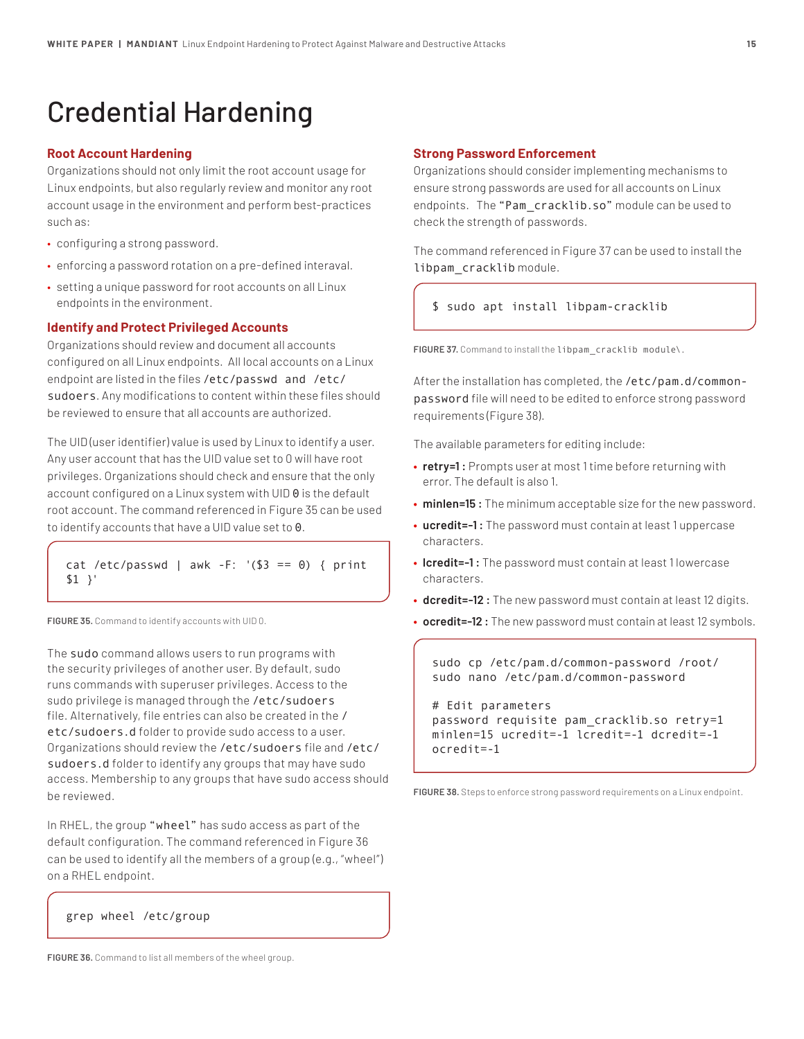# Credential Hardening

### Root Account Hardening

Organizations should not only limit the root account usage for Linux endpoints, but also regularly review and monitor any root account usage in the environment and perform best-practices such as:

- configuring a strong password.
- enforcing a password rotation on a pre-defined interaval.
- setting a unique password for root accounts on all Linux endpoints in the environment.

### Identify and Protect Privileged Accounts

Organizations should review and document all accounts configured on all Linux endpoints. All local accounts on a Linux endpoint are listed in the files `/etc/passwd and /etc/sudoers`. Any modifications to content within these files should be reviewed to ensure that all accounts are authorized.

The UID (user identifier) value is used by Linux to identify a user. Any user account that has the UID value set to 0 will have root privileges. Organizations should check and ensure that the only account configured on a Linux system with UID `0` is the default root account. The command referenced in Figure 35 can be used to identify accounts that have a UID value set to `0`.

```
cat /etc/passwd | awk -F: '($3 == 0) { print $1 }'
```

**FIGURE 35.** Command to identify accounts with UID 0.

The `sudo` command allows users to run programs with the security privileges of another user. By default, sudo runs commands with superuser privileges. Access to the sudo privilege is managed through the `/etc/sudoers` file. Alternatively, file entries can also be created in the `/etc/sudoers.d` folder to provide sudo access to a user. Organizations should review the `/etc/sudoers` file and `/etc/sudoers.d` folder to identify any groups that may have sudo access. Membership to any groups that have sudo access should be reviewed.

In RHEL, the group "`wheel`" has sudo access as part of the default configuration. The command referenced in Figure 36 can be used to identify all the members of a group (e.g., "wheel") on a RHEL endpoint.

```
grep wheel /etc/group
```

**FIGURE 36.** Command to list all members of the wheel group.

### Strong Password Enforcement

Organizations should consider implementing mechanisms to ensure strong passwords are used for all accounts on Linux endpoints. The "`Pam_cracklib.so`" module can be used to check the strength of passwords.

The command referenced in Figure 37 can be used to install the `libpam_cracklib` module.

```
$ sudo apt install libpam-cracklib
```

**FIGURE 37.** Command to install the `libpam_cracklib module\`.

After the installation has completed, the `/etc/pam.d/common-password` file will need to be edited to enforce strong password requirements (Figure 38).

The available parameters for editing include:

- **retry=1 :** Prompts user at most 1 time before returning with error. The default is also 1.
- **minlen=15 :** The minimum acceptable size for the new password.
- **ucredit=-1 :** The password must contain at least 1 uppercase characters.
- **lcredit=-1 :** The password must contain at least 1 lowercase characters.
- **dcredit=-12 :** The new password must contain at least 12 digits.
- **ocredit=-12 :** The new password must contain at least 12 symbols.

```
sudo cp /etc/pam.d/common-password /root/
sudo nano /etc/pam.d/common-password

# Edit parameters
password requisite pam_cracklib.so retry=1
minlen=15 ucredit=-1 lcredit=-1 dcredit=-1
ocredit=-1
```

**FIGURE 38.** Steps to enforce strong password requirements on a Linux endpoint.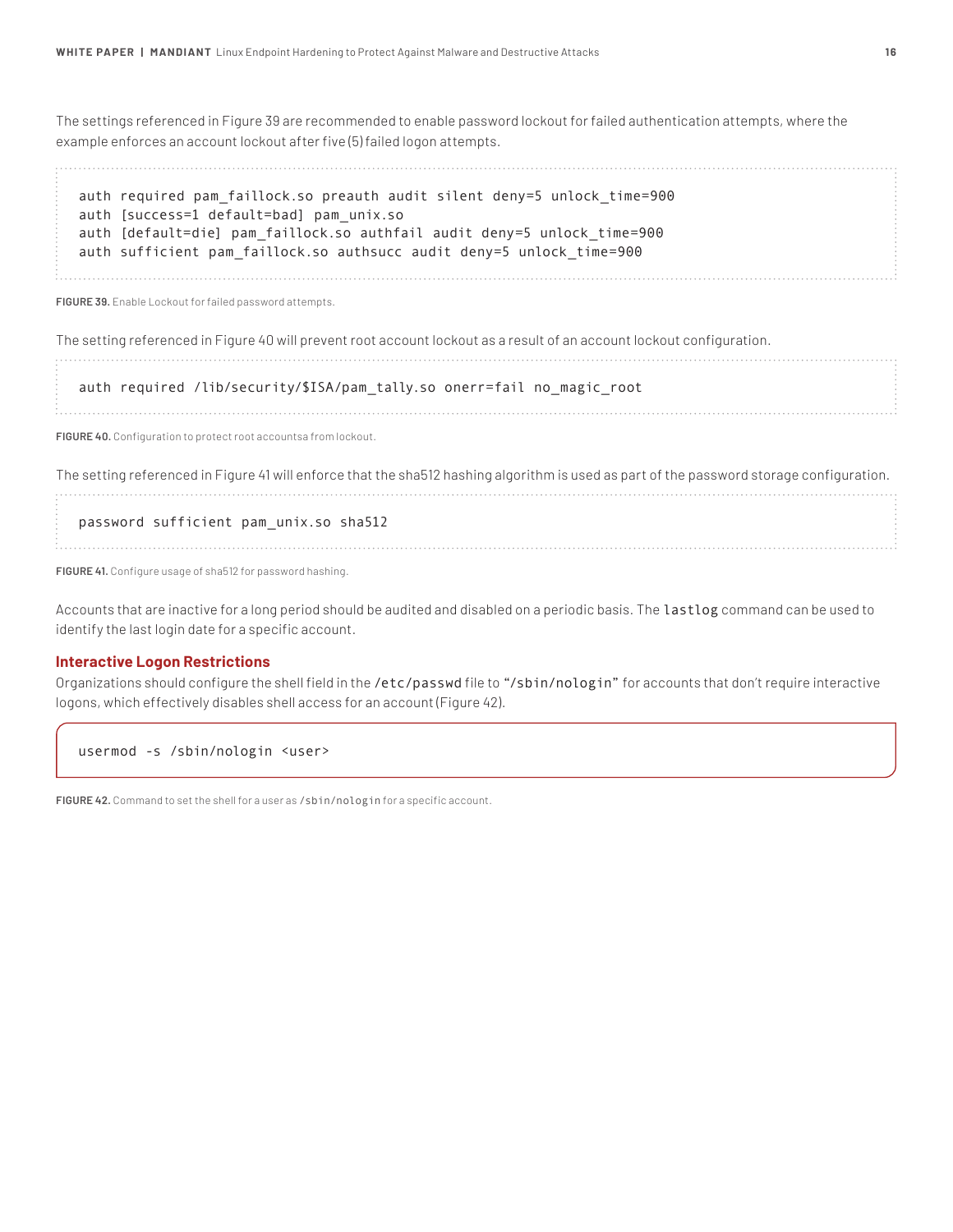The settings referenced in Figure 39 are recommended to enable password lockout for failed authentication attempts, where the example enforces an account lockout after five (5) failed logon attempts.

```
auth required pam_faillock.so preauth audit silent deny=5 unlock_time=900
auth [success=1 default=bad] pam_unix.so
auth [default=die] pam_faillock.so authfail audit deny=5 unlock_time=900
auth sufficient pam_faillock.so authsucc audit deny=5 unlock_time=900
```

**FIGURE 39.** Enable Lockout for failed password attempts.

The setting referenced in Figure 40 will prevent root account lockout as a result of an account lockout configuration.

```
auth required /lib/security/$ISA/pam_tally.so onerr=fail no_magic_root
```

**FIGURE 40.** Configuration to protect root accountsa from lockout.

The setting referenced in Figure 41 will enforce that the sha512 hashing algorithm is used as part of the password storage configuration.

```
password sufficient pam_unix.so sha512
```

**FIGURE 41.** Configure usage of sha512 for password hashing.

Accounts that are inactive for a long period should be audited and disabled on a periodic basis. The `lastlog` command can be used to identify the last login date for a specific account.

### Interactive Logon Restrictions

Organizations should configure the shell field in the `/etc/passwd` file to "`/sbin/nologin`" for accounts that don't require interactive logons, which effectively disables shell access for an account (Figure 42).

```
usermod -s /sbin/nologin <user>
```

**FIGURE 42.** Command to set the shell for a user as `/sbin/nologin` for a specific account.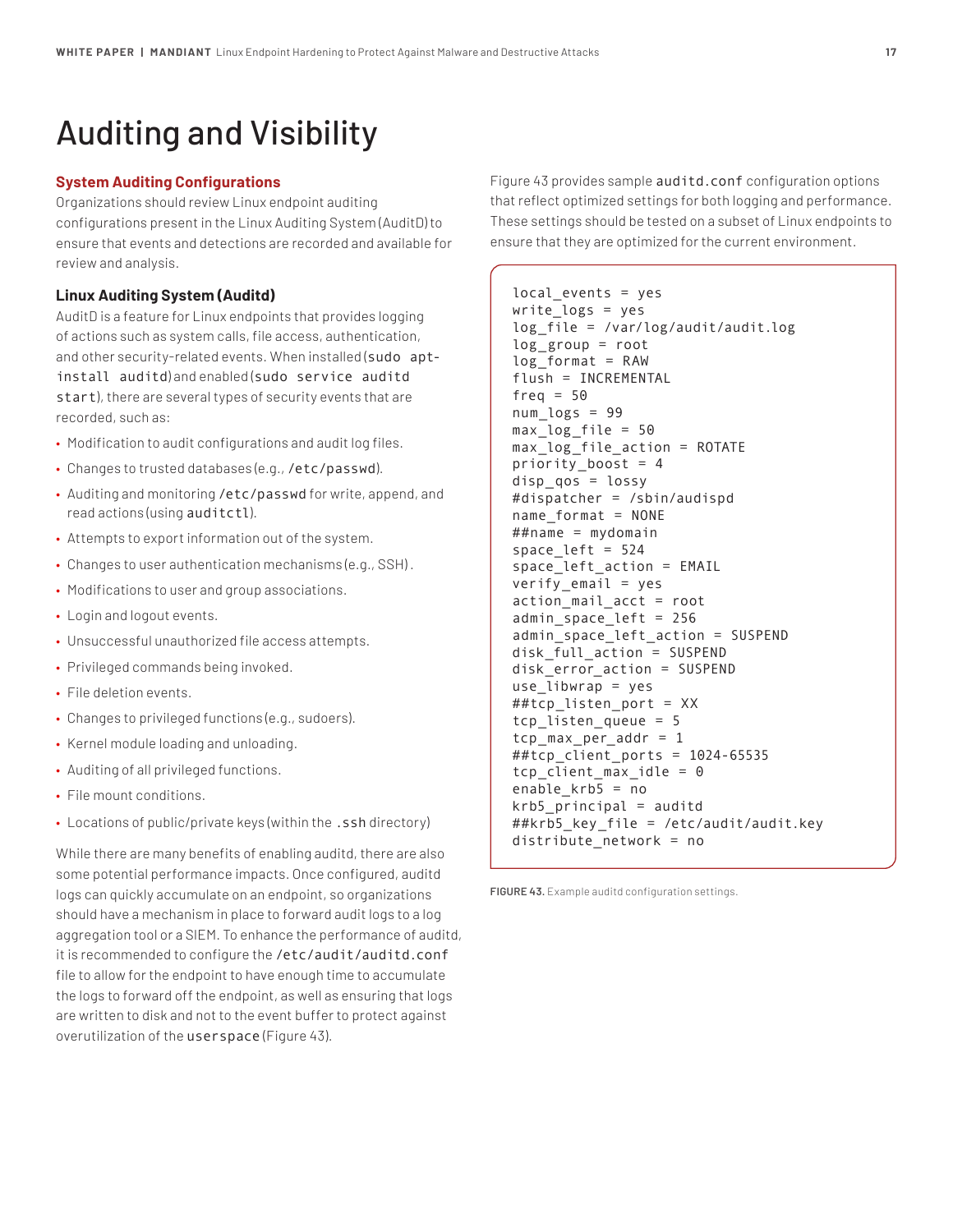# Auditing and Visibility

## System Auditing Configurations

Organizations should review Linux endpoint auditing configurations present in the Linux Auditing System (AuditD) to ensure that events and detections are recorded and available for review and analysis.

### Linux Auditing System (Auditd)

AuditD is a feature for Linux endpoints that provides logging of actions such as system calls, file access, authentication, and other security-related events. When installed (`sudo apt-install auditd`) and enabled (`sudo service auditd start`), there are several types of security events that are recorded, such as:

- Modification to audit configurations and audit log files.
- Changes to trusted databases (e.g., `/etc/passwd`).
- Auditing and monitoring `/etc/passwd` for write, append, and read actions (using `auditctl`).
- Attempts to export information out of the system.
- Changes to user authentication mechanisms (e.g., SSH).
- Modifications to user and group associations.
- Login and logout events.
- Unsuccessful unauthorized file access attempts.
- Privileged commands being invoked.
- File deletion events.
- Changes to privileged functions (e.g., sudoers).
- Kernel module loading and unloading.
- Auditing of all privileged functions.
- File mount conditions.
- Locations of public/private keys (within the `.ssh` directory)

While there are many benefits of enabling auditd, there are also some potential performance impacts. Once configured, auditd logs can quickly accumulate on an endpoint, so organizations should have a mechanism in place to forward audit logs to a log aggregation tool or a SIEM. To enhance the performance of auditd, it is recommended to configure the `/etc/audit/auditd.conf` file to allow for the endpoint to have enough time to accumulate the logs to forward off the endpoint, as well as ensuring that logs are written to disk and not to the event buffer to protect against overutilization of the `userspace` (Figure 43).

Figure 43 provides sample `auditd.conf` configuration options that reflect optimized settings for both logging and performance. These settings should be tested on a subset of Linux endpoints to ensure that they are optimized for the current environment.

```
local_events = yes
write_logs = yes
log_file = /var/log/audit/audit.log
log_group = root
log_format = RAW
flush = INCREMENTAL
freq = 50
num_logs = 99
max_log_file = 50
max_log_file_action = ROTATE
priority_boost = 4
disp_qos = lossy
#dispatcher = /sbin/audispd
name_format = NONE
##name = mydomain
space_left = 524
space_left_action = EMAIL
verify_email = yes
action_mail_acct = root
admin_space_left = 256
admin_space_left_action = SUSPEND
disk_full_action = SUSPEND
disk_error_action = SUSPEND
use_libwrap = yes
##tcp_listen_port = XX
tcp_listen_queue = 5
tcp_max_per_addr = 1
##tcp_client_ports = 1024-65535
tcp_client_max_idle = 0
enable_krb5 = no
krb5_principal = auditd
##krb5_key_file = /etc/audit/audit.key
distribute_network = no
```

**FIGURE 43.** Example auditd configuration settings.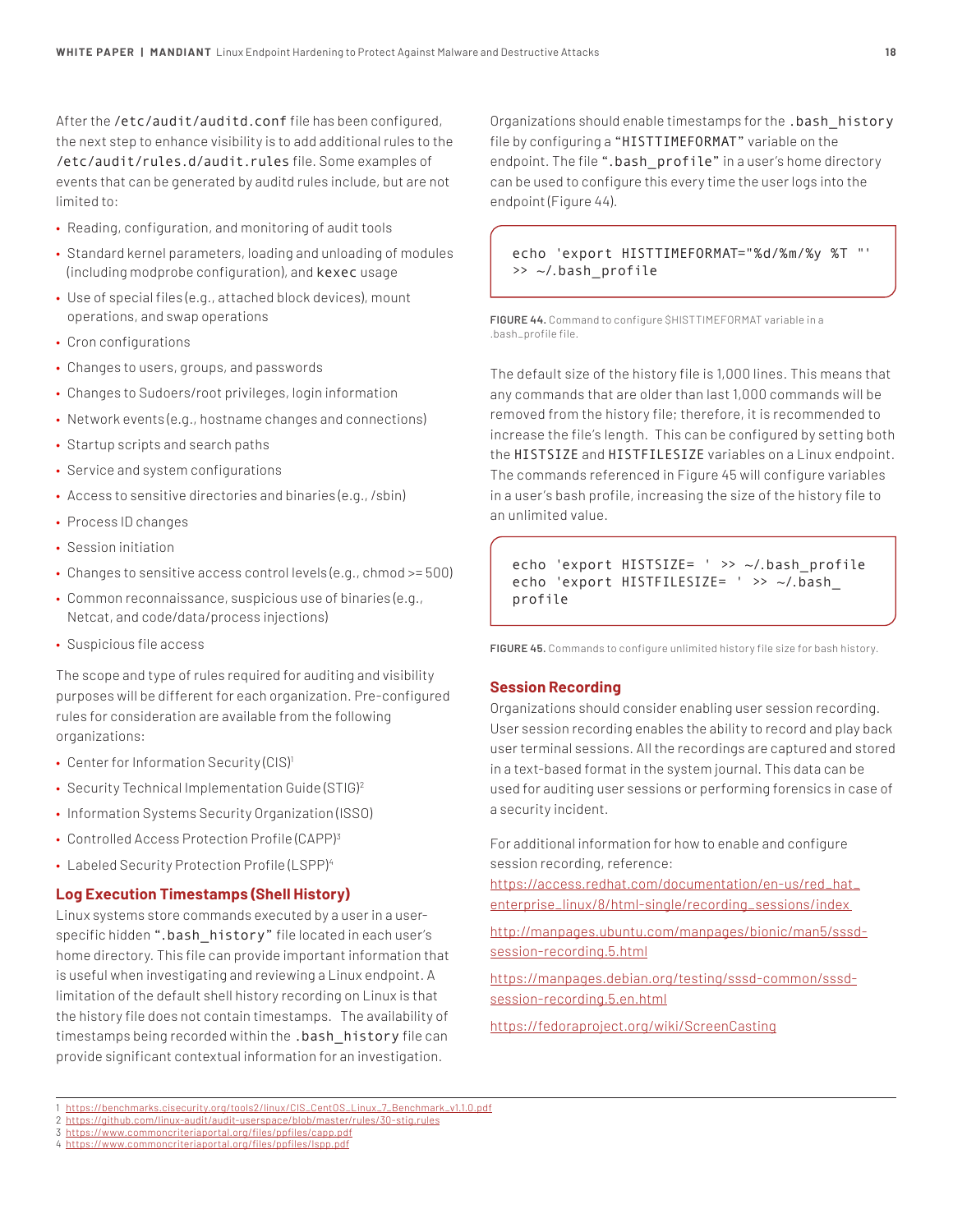After the `/etc/audit/auditd.conf` file has been configured, the next step to enhance visibility is to add additional rules to the `/etc/audit/rules.d/audit.rules` file. Some examples of events that can be generated by auditd rules include, but are not limited to:

- Reading, configuration, and monitoring of audit tools
- Standard kernel parameters, loading and unloading of modules (including modprobe configuration), and `kexec` usage
- Use of special files (e.g., attached block devices), mount operations, and swap operations
- Cron configurations
- Changes to users, groups, and passwords
- Changes to Sudoers/root privileges, login information
- Network events (e.g., hostname changes and connections)
- Startup scripts and search paths
- Service and system configurations
- Access to sensitive directories and binaries (e.g., /sbin)
- Process ID changes
- Session initiation
- Changes to sensitive access control levels (e.g., chmod >= 500)
- Common reconnaissance, suspicious use of binaries (e.g., Netcat, and code/data/process injections)
- Suspicious file access

The scope and type of rules required for auditing and visibility purposes will be different for each organization. Pre-configured rules for consideration are available from the following organizations:

- Center for Information Security (CIS)[1]
- Security Technical Implementation Guide (STIG)[2]
- Information Systems Security Organization (ISSO)
- Controlled Access Protection Profile (CAPP)[3]
- Labeled Security Protection Profile (LSPP)[4]

## Log Execution Timestamps (Shell History)

Linux systems store commands executed by a user in a user-specific hidden "`.bash_history`" file located in each user's home directory. This file can provide important information that is useful when investigating and reviewing a Linux endpoint. A limitation of the default shell history recording on Linux is that the history file does not contain timestamps. The availability of timestamps being recorded within the `.bash_history` file can provide significant contextual information for an investigation.

Organizations should enable timestamps for the `.bash_history` file by configuring a "`HISTTIMEFORMAT`" variable on the endpoint. The file "`.bash_profile`" in a user's home directory can be used to configure this every time the user logs into the endpoint (Figure 44).

```
echo 'export HISTTIMEFORMAT="%d/%m/%y %T "'
>> ~/.bash_profile
```

**FIGURE 44.** Command to configure $HISTTIMEFORMAT variable in a .bash_profile file.

The default size of the history file is 1,000 lines. This means that any commands that are older than last 1,000 commands will be removed from the history file; therefore, it is recommended to increase the file's length. This can be configured by setting both the `HISTSIZE` and `HISTFILESIZE` variables on a Linux endpoint. The commands referenced in Figure 45 will configure variables in a user's bash profile, increasing the size of the history file to an unlimited value.

```
echo 'export HISTSIZE= ' >> ~/.bash_profile
echo 'export HISTFILESIZE= ' >> ~/.bash_
profile
```

**FIGURE 45.** Commands to configure unlimited history file size for bash history.

## Session Recording

Organizations should consider enabling user session recording. User session recording enables the ability to record and play back user terminal sessions. All the recordings are captured and stored in a text-based format in the system journal. This data can be used for auditing user sessions or performing forensics in case of a security incident.

For additional information for how to enable and configure session recording, reference:

https://access.redhat.com/documentation/en-us/red_hat_enterprise_linux/8/html-single/recording_sessions/index

http://manpages.ubuntu.com/manpages/bionic/man5/sssd-session-recording.5.html

https://manpages.debian.org/testing/sssd-common/sssd-session-recording.5.en.html

https://fedoraproject.org/wiki/ScreenCasting

---

1 https://benchmarks.cisecurity.org/tools2/linux/CIS_CentOS_Linux_7_Benchmark_v1.1.0.pdf
2 https://github.com/linux-audit/audit-userspace/blob/master/rules/30-stig.rules
3 https://www.commoncriteriaportal.org/files/ppfiles/capp.pdf
4 https://www.commoncriteriaportal.org/files/ppfiles/lspp.pdf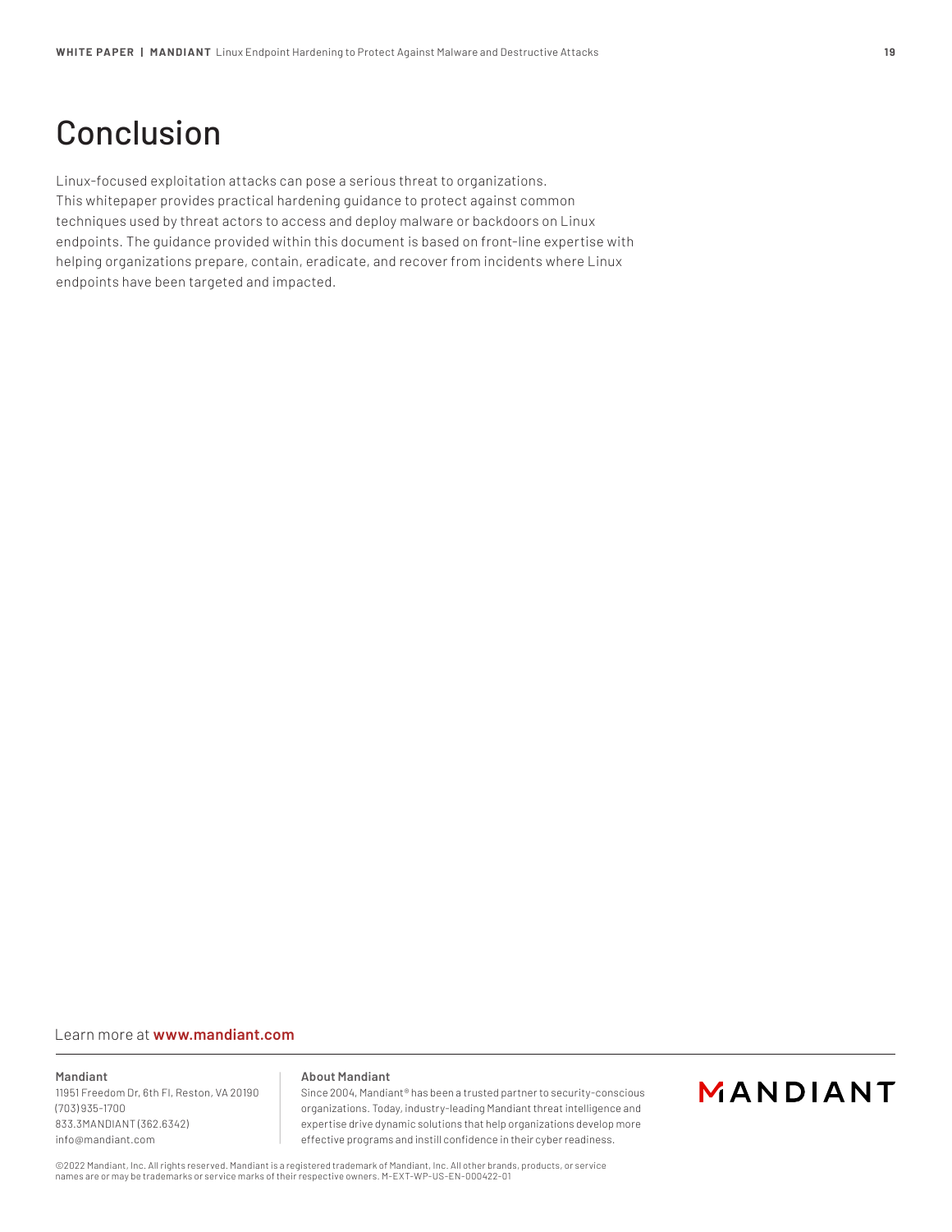# Conclusion

Linux-focused exploitation attacks can pose a serious threat to organizations. This whitepaper provides practical hardening guidance to protect against common techniques used by threat actors to access and deploy malware or backdoors on Linux endpoints. The guidance provided within this document is based on front-line expertise with helping organizations prepare, contain, eradicate, and recover from incidents where Linux endpoints have been targeted and impacted.

Learn more at **www.mandiant.com**

**Mandiant**
11951 Freedom Dr, 6th Fl, Reston, VA 20190
(703) 935-1700
833.3MANDIANT (362.6342)
info@mandiant.com

**About Mandiant**
Since 2004, Mandiant® has been a trusted partner to security-conscious organizations. Today, industry-leading Mandiant threat intelligence and expertise drive dynamic solutions that help organizations develop more effective programs and instill confidence in their cyber readiness.

MANDIANT

©2022 Mandiant, Inc. All rights reserved. Mandiant is a registered trademark of Mandiant, Inc. All other brands, products, or service names are or may be trademarks or service marks of their respective owners. M-EXT-WP-US-EN-000422-01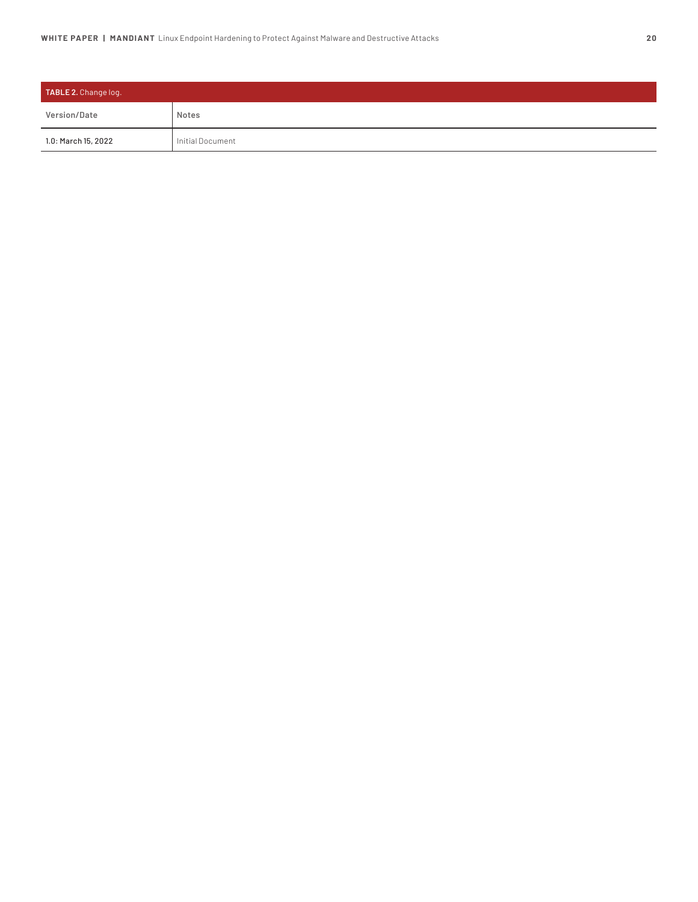**TABLE 2.** Change log.

| Version/Date | Notes |
|---|---|
| 1.0: March 15, 2022 | Initial Document |